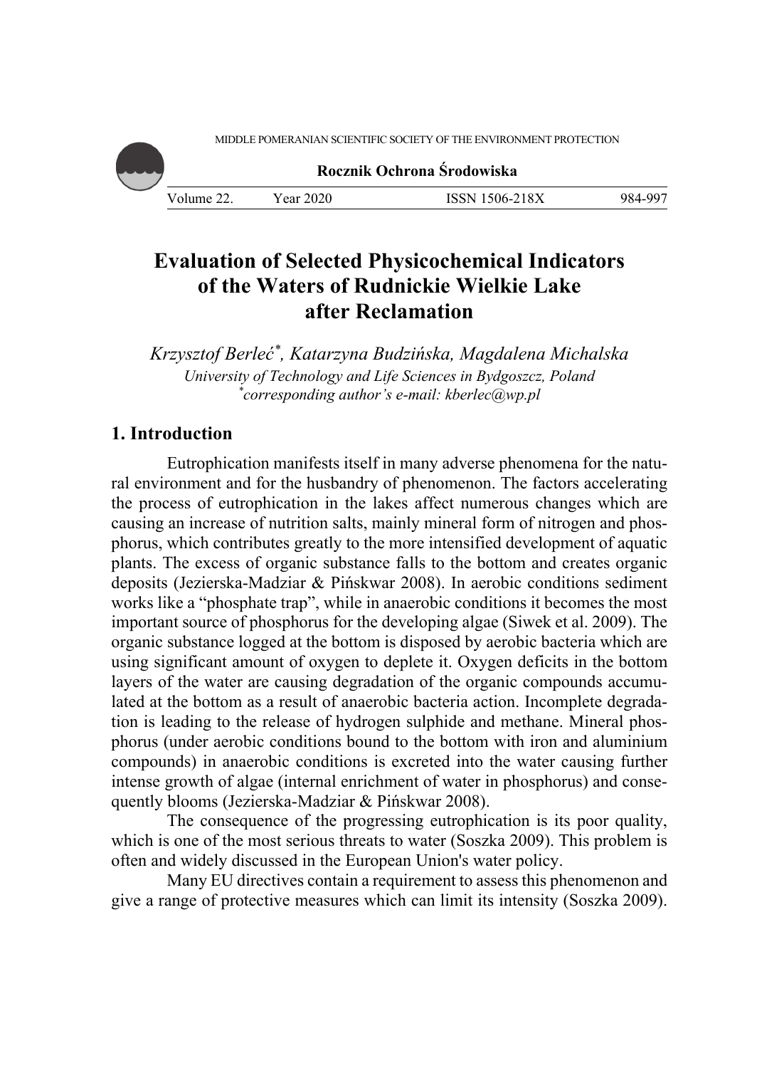# Evaluation of Selected Physicochemical Indicators of the Waters of Rudnickie Wielkie Lake after Reclamation

*Krzysztof Berleć[*], Katarzyna Budzińska, Magdalena Michalska*
*University of Technology and Life Sciences in Bydgoszcz, Poland*
*[*]corresponding author's e-mail: kberlec@wp.pl*

## 1. Introduction

Eutrophication manifests itself in many adverse phenomena for the natural environment and for the husbandry of phenomenon. The factors accelerating the process of eutrophication in the lakes affect numerous changes which are causing an increase of nutrition salts, mainly mineral form of nitrogen and phosphorus, which contributes greatly to the more intensified development of aquatic plants. The excess of organic substance falls to the bottom and creates organic deposits (Jezierska-Madziar & Pińskwar 2008). In aerobic conditions sediment works like a "phosphate trap", while in anaerobic conditions it becomes the most important source of phosphorus for the developing algae (Siwek et al. 2009). The organic substance logged at the bottom is disposed by aerobic bacteria which are using significant amount of oxygen to deplete it. Oxygen deficits in the bottom layers of the water are causing degradation of the organic compounds accumulated at the bottom as a result of anaerobic bacteria action. Incomplete degradation is leading to the release of hydrogen sulphide and methane. Mineral phosphorus (under aerobic conditions bound to the bottom with iron and aluminium compounds) in anaerobic conditions is excreted into the water causing further intense growth of algae (internal enrichment of water in phosphorus) and consequently blooms (Jezierska-Madziar & Pińskwar 2008).

The consequence of the progressing eutrophication is its poor quality, which is one of the most serious threats to water (Soszka 2009). This problem is often and widely discussed in the European Union's water policy.

Many EU directives contain a requirement to assess this phenomenon and give a range of protective measures which can limit its intensity (Soszka 2009).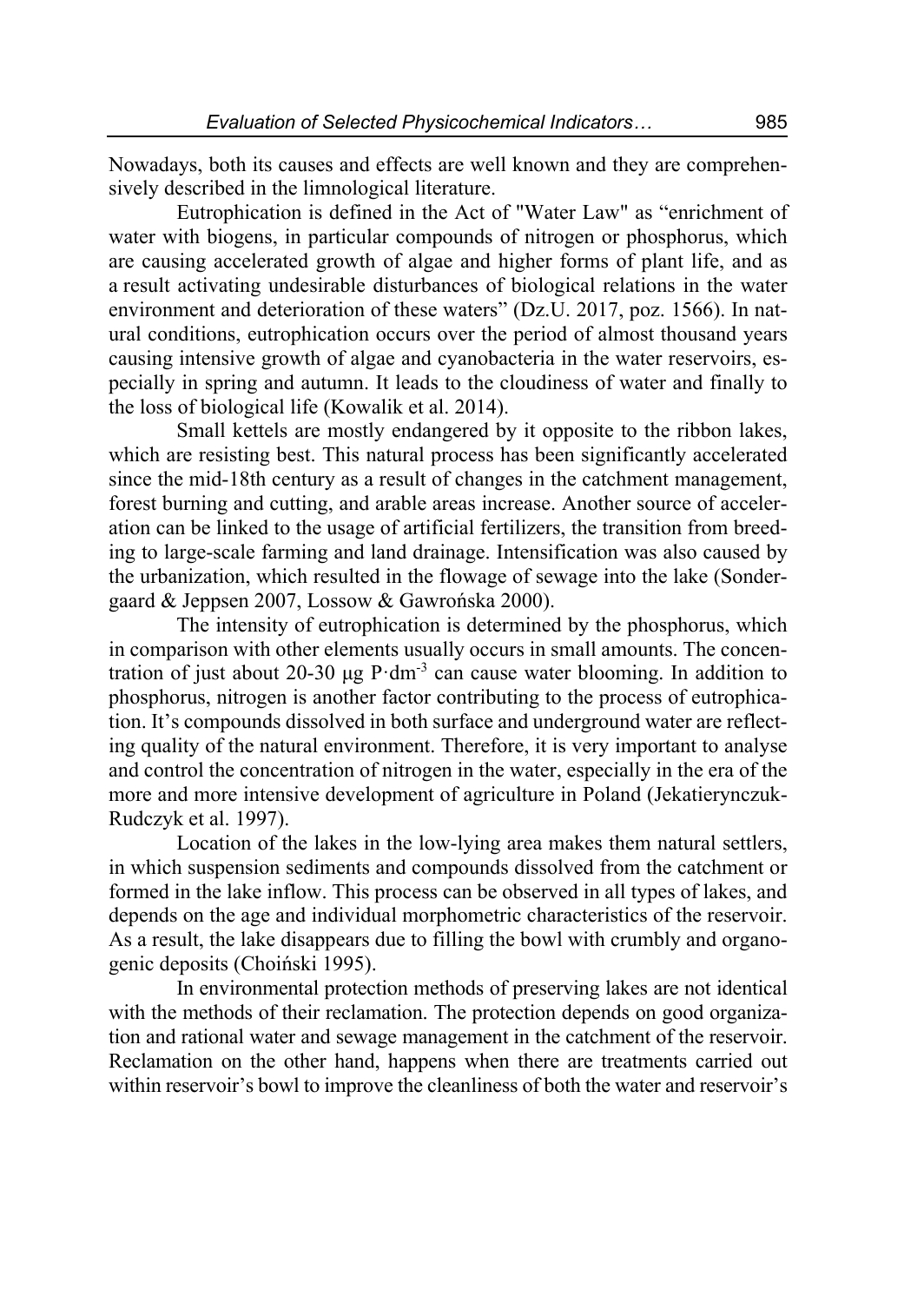Nowadays, both its causes and effects are well known and they are comprehensively described in the limnological literature.

Eutrophication is defined in the Act of "Water Law" as "enrichment of water with biogens, in particular compounds of nitrogen or phosphorus, which are causing accelerated growth of algae and higher forms of plant life, and as a result activating undesirable disturbances of biological relations in the water environment and deterioration of these waters" (Dz.U. 2017, poz. 1566). In natural conditions, eutrophication occurs over the period of almost thousand years causing intensive growth of algae and cyanobacteria in the water reservoirs, especially in spring and autumn. It leads to the cloudiness of water and finally to the loss of biological life (Kowalik et al. 2014).

Small kettels are mostly endangered by it opposite to the ribbon lakes, which are resisting best. This natural process has been significantly accelerated since the mid-18th century as a result of changes in the catchment management, forest burning and cutting, and arable areas increase. Another source of acceleration can be linked to the usage of artificial fertilizers, the transition from breeding to large-scale farming and land drainage. Intensification was also caused by the urbanization, which resulted in the flowage of sewage into the lake (Sondergaard & Jeppsen 2007, Lossow & Gawrońska 2000).

The intensity of eutrophication is determined by the phosphorus, which in comparison with other elements usually occurs in small amounts. The concentration of just about 20-30 μg $P \cdot dm^{-3}$ can cause water blooming. In addition to phosphorus, nitrogen is another factor contributing to the process of eutrophication. It's compounds dissolved in both surface and underground water are reflecting quality of the natural environment. Therefore, it is very important to analyse and control the concentration of nitrogen in the water, especially in the era of the more and more intensive development of agriculture in Poland (Jekatierynczuk-Rudczyk et al. 1997).

Location of the lakes in the low-lying area makes them natural settlers, in which suspension sediments and compounds dissolved from the catchment or formed in the lake inflow. This process can be observed in all types of lakes, and depends on the age and individual morphometric characteristics of the reservoir. As a result, the lake disappears due to filling the bowl with crumbly and organogenic deposits (Choiński 1995).

In environmental protection methods of preserving lakes are not identical with the methods of their reclamation. The protection depends on good organization and rational water and sewage management in the catchment of the reservoir. Reclamation on the other hand, happens when there are treatments carried out within reservoir's bowl to improve the cleanliness of both the water and reservoir's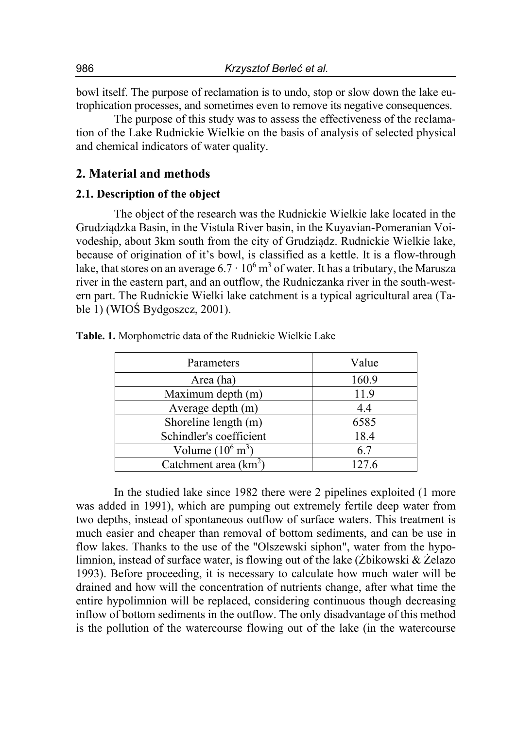bowl itself. The purpose of reclamation is to undo, stop or slow down the lake eutrophication processes, and sometimes even to remove its negative consequences.

The purpose of this study was to assess the effectiveness of the reclamation of the Lake Rudnickie Wielkie on the basis of analysis of selected physical and chemical indicators of water quality.

## 2. Material and methods

### 2.1. Description of the object

The object of the research was the Rudnickie Wielkie lake located in the Grudziądzka Basin, in the Vistula River basin, in the Kuyavian-Pomeranian Voivodeship, about 3km south from the city of Grudziądz. Rudnickie Wielkie lake, because of origination of it's bowl, is classified as a kettle. It is a flow-through lake, that stores on an average $6.7 \cdot 10^6$ m$^3$ of water. It has a tributary, the Marusza river in the eastern part, and an outflow, the Rudniczanka river in the south-western part. The Rudnickie Wielki lake catchment is a typical agricultural area (Table 1) (WIOŚ Bydgoszcz, 2001).

**Table. 1.** Morphometric data of the Rudnickie Wielkie Lake

| Parameters | Value |
|---|---|
| Area (ha) | 160.9 |
| Maximum depth (m) | 11.9 |
| Average depth (m) | 4.4 |
| Shoreline length (m) | 6585 |
| Schindler's coefficient | 18.4 |
| Volume ($10^6$ m$^3$) | 6.7 |
| Catchment area (km$^2$) | 127.6 |

In the studied lake since 1982 there were 2 pipelines exploited (1 more was added in 1991), which are pumping out extremely fertile deep water from two depths, instead of spontaneous outflow of surface waters. This treatment is much easier and cheaper than removal of bottom sediments, and can be use in flow lakes. Thanks to the use of the "Olszewski siphon", water from the hypolimnion, instead of surface water, is flowing out of the lake (Żbikowski & Żelazo 1993). Before proceeding, it is necessary to calculate how much water will be drained and how will the concentration of nutrients change, after what time the entire hypolimnion will be replaced, considering continuous though decreasing inflow of bottom sediments in the outflow. The only disadvantage of this method is the pollution of the watercourse flowing out of the lake (in the watercourse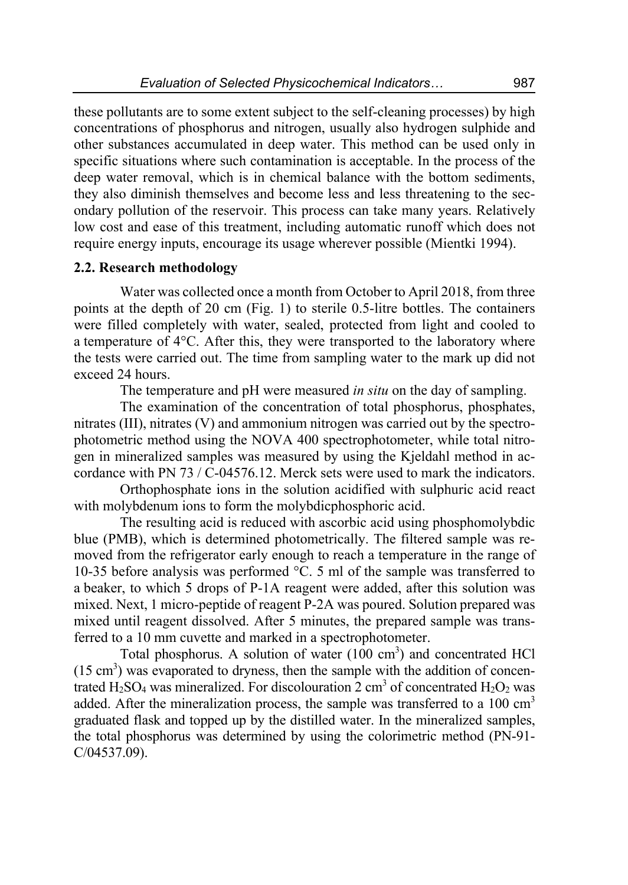these pollutants are to some extent subject to the self-cleaning processes) by high concentrations of phosphorus and nitrogen, usually also hydrogen sulphide and other substances accumulated in deep water. This method can be used only in specific situations where such contamination is acceptable. In the process of the deep water removal, which is in chemical balance with the bottom sediments, they also diminish themselves and become less and less threatening to the secondary pollution of the reservoir. This process can take many years. Relatively low cost and ease of this treatment, including automatic runoff which does not require energy inputs, encourage its usage wherever possible (Mientki 1994).

### 2.2. Research methodology

Water was collected once a month from October to April 2018, from three points at the depth of 20 cm (Fig. 1) to sterile 0.5-litre bottles. The containers were filled completely with water, sealed, protected from light and cooled to a temperature of 4°C. After this, they were transported to the laboratory where the tests were carried out. The time from sampling water to the mark up did not exceed 24 hours.

The temperature and pH were measured *in situ* on the day of sampling.

The examination of the concentration of total phosphorus, phosphates, nitrates (III), nitrates (V) and ammonium nitrogen was carried out by the spectrophotometric method using the NOVA 400 spectrophotometer, while total nitrogen in mineralized samples was measured by using the Kjeldahl method in accordance with PN 73 / C-04576.12. Merck sets were used to mark the indicators.

Orthophosphate ions in the solution acidified with sulphuric acid react with molybdenum ions to form the molybdicphosphoric acid.

The resulting acid is reduced with ascorbic acid using phosphomolybdic blue (PMB), which is determined photometrically. The filtered sample was removed from the refrigerator early enough to reach a temperature in the range of 10-35 before analysis was performed °C. 5 ml of the sample was transferred to a beaker, to which 5 drops of P-1A reagent were added, after this solution was mixed. Next, 1 micro-peptide of reagent P-2A was poured. Solution prepared was mixed until reagent dissolved. After 5 minutes, the prepared sample was transferred to a 10 mm cuvette and marked in a spectrophotometer.

Total phosphorus. A solution of water (100 $cm^3$) and concentrated HCl (15 $cm^3$) was evaporated to dryness, then the sample with the addition of concentrated $H_2SO_4$ was mineralized. For discolouration 2 $cm^3$ of concentrated $H_2O_2$ was added. After the mineralization process, the sample was transferred to a 100 $cm^3$ graduated flask and topped up by the distilled water. In the mineralized samples, the total phosphorus was determined by using the colorimetric method (PN-91-C/04537.09).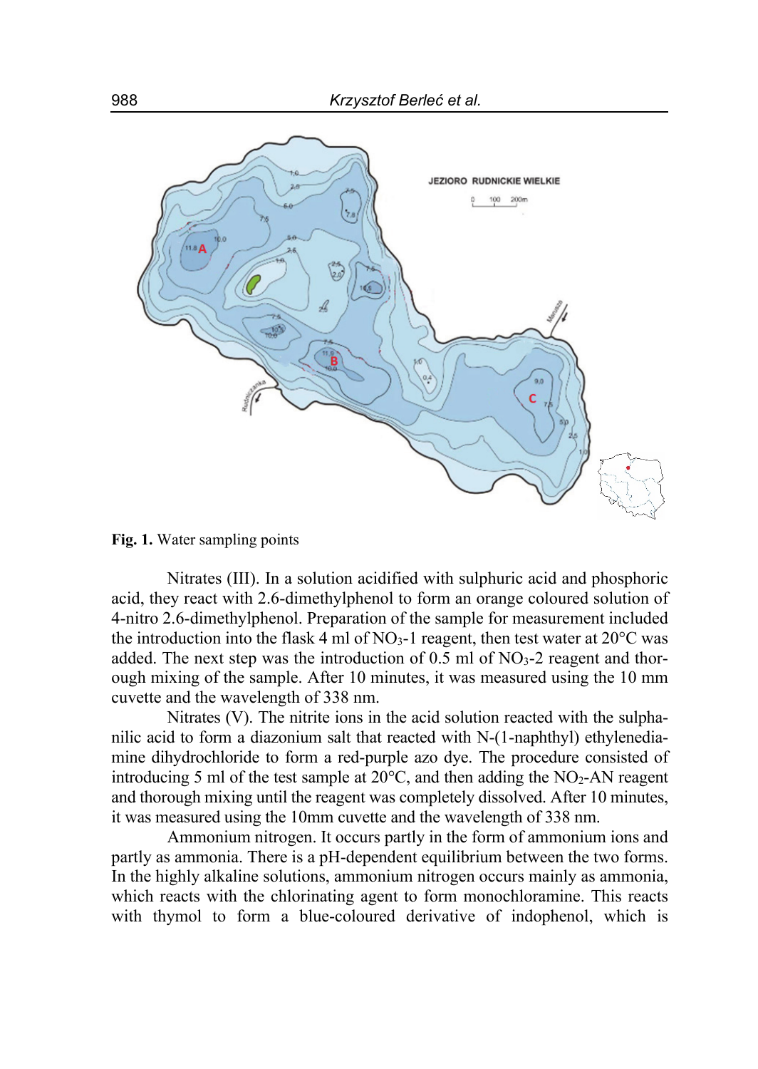**Fig. 1.** Water sampling points

Nitrates (III). In a solution acidified with sulphuric acid and phosphoric acid, they react with 2.6-dimethylphenol to form an orange coloured solution of 4-nitro 2.6-dimethylphenol. Preparation of the sample for measurement included the introduction into the flask 4 ml of $NO_3$-1 reagent, then test water at 20°C was added. The next step was the introduction of 0.5 ml of $NO_3$-2 reagent and thorough mixing of the sample. After 10 minutes, it was measured using the 10 mm cuvette and the wavelength of 338 nm.

Nitrates (V). The nitrite ions in the acid solution reacted with the sulphanilic acid to form a diazonium salt that reacted with N-(1-naphthyl) ethylenediamine dihydrochloride to form a red-purple azo dye. The procedure consisted of introducing 5 ml of the test sample at 20°C, and then adding the $NO_2$-AN reagent and thorough mixing until the reagent was completely dissolved. After 10 minutes, it was measured using the 10mm cuvette and the wavelength of 338 nm.

Ammonium nitrogen. It occurs partly in the form of ammonium ions and partly as ammonia. There is a pH-dependent equilibrium between the two forms. In the highly alkaline solutions, ammonium nitrogen occurs mainly as ammonia, which reacts with the chlorinating agent to form monochloramine. This reacts with thymol to form a blue-coloured derivative of indophenol, which is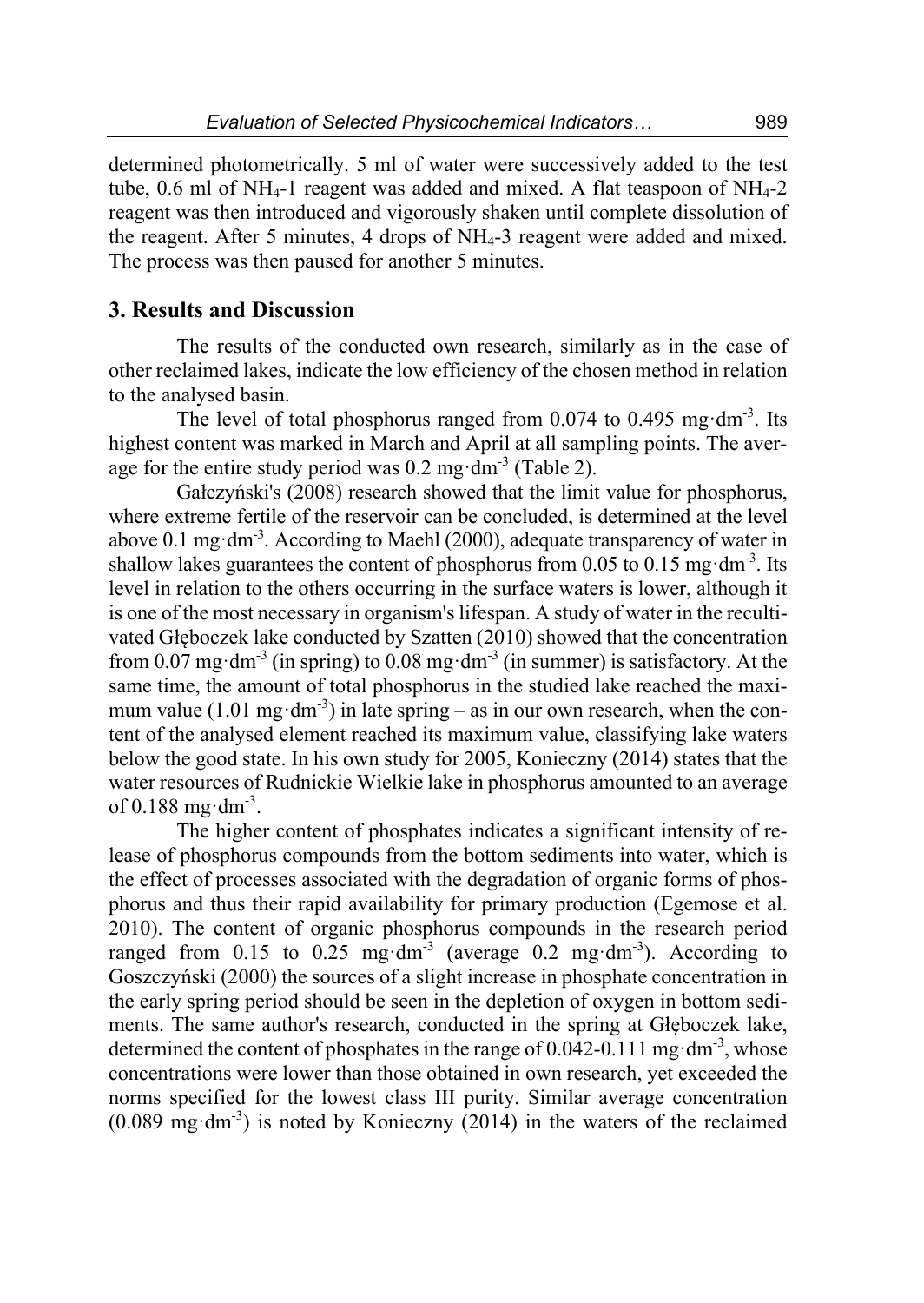determined photometrically. 5 ml of water were successively added to the test tube, 0.6 ml of $NH_4$-1 reagent was added and mixed. A flat teaspoon of $NH_4$-2 reagent was then introduced and vigorously shaken until complete dissolution of the reagent. After 5 minutes, 4 drops of $NH_4$-3 reagent were added and mixed. The process was then paused for another 5 minutes.

## 3. Results and Discussion

The results of the conducted own research, similarly as in the case of other reclaimed lakes, indicate the low efficiency of the chosen method in relation to the analysed basin.

The level of total phosphorus ranged from 0.074 to 0.495 $mg \cdot dm^{-3}$. Its highest content was marked in March and April at all sampling points. The average for the entire study period was 0.2 $mg \cdot dm^{-3}$ (Table 2).

Gałczyński's (2008) research showed that the limit value for phosphorus, where extreme fertile of the reservoir can be concluded, is determined at the level above 0.1 $mg \cdot dm^{-3}$. According to Maehl (2000), adequate transparency of water in shallow lakes guarantees the content of phosphorus from 0.05 to 0.15 $mg \cdot dm^{-3}$. Its level in relation to the others occurring in the surface waters is lower, although it is one of the most necessary in organism's lifespan. A study of water in the recultivated Głęboczek lake conducted by Szatten (2010) showed that the concentration from 0.07 $mg \cdot dm^{-3}$ (in spring) to 0.08 $mg \cdot dm^{-3}$ (in summer) is satisfactory. At the same time, the amount of total phosphorus in the studied lake reached the maximum value (1.01 $mg \cdot dm^{-3}$) in late spring – as in our own research, when the content of the analysed element reached its maximum value, classifying lake waters below the good state. In his own study for 2005, Konieczny (2014) states that the water resources of Rudnickie Wielkie lake in phosphorus amounted to an average of 0.188 $mg \cdot dm^{-3}$.

The higher content of phosphates indicates a significant intensity of release of phosphorus compounds from the bottom sediments into water, which is the effect of processes associated with the degradation of organic forms of phosphorus and thus their rapid availability for primary production (Egemose et al. 2010). The content of organic phosphorus compounds in the research period ranged from 0.15 to 0.25 $mg \cdot dm^{-3}$ (average 0.2 $mg \cdot dm^{-3}$). According to Goszczyński (2000) the sources of a slight increase in phosphate concentration in the early spring period should be seen in the depletion of oxygen in bottom sediments. The same author's research, conducted in the spring at Głęboczek lake, determined the content of phosphates in the range of 0.042-0.111 $mg \cdot dm^{-3}$, whose concentrations were lower than those obtained in own research, yet exceeded the norms specified for the lowest class III purity. Similar average concentration (0.089 $mg \cdot dm^{-3}$) is noted by Konieczny (2014) in the waters of the reclaimed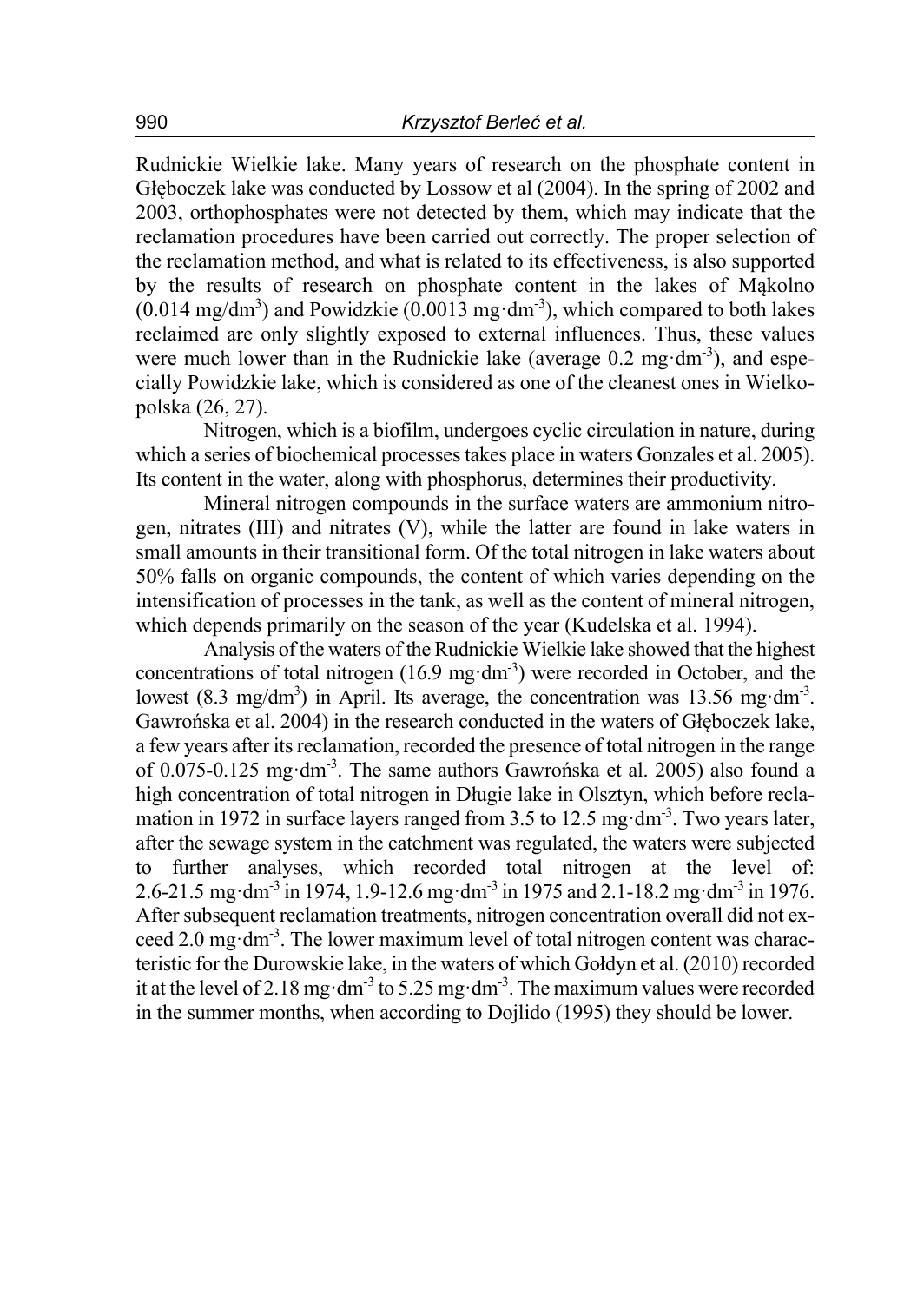Rudnickie Wielkie lake. Many years of research on the phosphate content in Głęboczek lake was conducted by Lossow et al (2004). In the spring of 2002 and 2003, orthophosphates were not detected by them, which may indicate that the reclamation procedures have been carried out correctly. The proper selection of the reclamation method, and what is related to its effectiveness, is also supported by the results of research on phosphate content in the lakes of Mąkolno (0.014 mg/dm$^3$) and Powidzkie (0.0013 mg·dm$^{-3}$), which compared to both lakes reclaimed are only slightly exposed to external influences. Thus, these values were much lower than in the Rudnickie lake (average 0.2 mg·dm$^{-3}$), and especially Powidzkie lake, which is considered as one of the cleanest ones in Wielkopolska (26, 27).

Nitrogen, which is a biofilm, undergoes cyclic circulation in nature, during which a series of biochemical processes takes place in waters Gonzales et al. 2005). Its content in the water, along with phosphorus, determines their productivity.

Mineral nitrogen compounds in the surface waters are ammonium nitrogen, nitrates (III) and nitrates (V), while the latter are found in lake waters in small amounts in their transitional form. Of the total nitrogen in lake waters about 50% falls on organic compounds, the content of which varies depending on the intensification of processes in the tank, as well as the content of mineral nitrogen, which depends primarily on the season of the year (Kudelska et al. 1994).

Analysis of the waters of the Rudnickie Wielkie lake showed that the highest concentrations of total nitrogen (16.9 mg·dm$^{-3}$) were recorded in October, and the lowest (8.3 mg/dm$^3$) in April. Its average, the concentration was 13.56 mg·dm$^{-3}$. Gawrońska et al. 2004) in the research conducted in the waters of Głęboczek lake, a few years after its reclamation, recorded the presence of total nitrogen in the range of 0.075-0.125 mg·dm$^{-3}$. The same authors Gawrońska et al. 2005) also found a high concentration of total nitrogen in Długie lake in Olsztyn, which before reclamation in 1972 in surface layers ranged from 3.5 to 12.5 mg·dm$^{-3}$. Two years later, after the sewage system in the catchment was regulated, the waters were subjected to further analyses, which recorded total nitrogen at the level of: 2.6-21.5 mg·dm$^{-3}$ in 1974, 1.9-12.6 mg·dm$^{-3}$ in 1975 and 2.1-18.2 mg·dm$^{-3}$ in 1976. After subsequent reclamation treatments, nitrogen concentration overall did not exceed 2.0 mg·dm$^{-3}$. The lower maximum level of total nitrogen content was characteristic for the Durowskie lake, in the waters of which Gołdyn et al. (2010) recorded it at the level of 2.18 mg·dm$^{-3}$ to 5.25 mg·dm$^{-3}$. The maximum values were recorded in the summer months, when according to Dojlido (1995) they should be lower.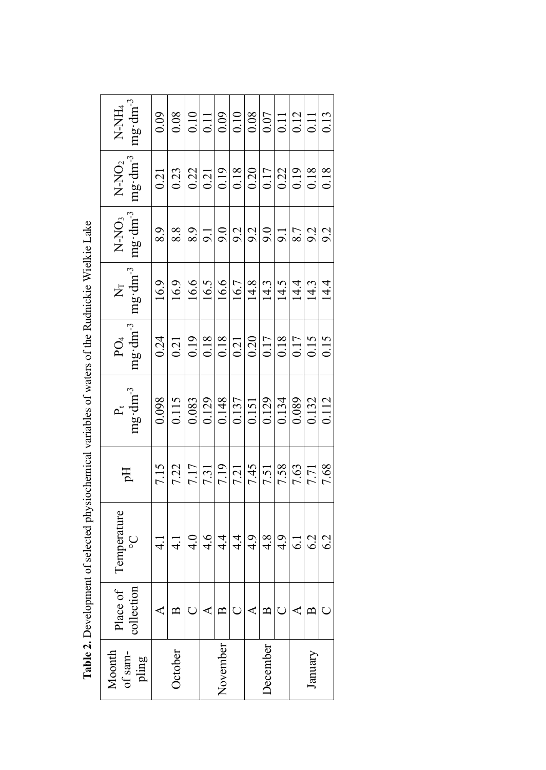**Table 2.** Development of selected physiochemical variables of waters of the Rudnickie Wielkie Lake

| Moonth of sampling | Place of collection | Temperature °C | pH | $P_t$ $mg \cdot dm^{-3}$ | $PO_4$ $mg \cdot dm^{-3}$ | $N_T$ $mg \cdot dm^{-3}$ | $N\text{-}NO_3$ $mg \cdot dm^{-3}$ | $N\text{-}NO_2$ $mg \cdot dm^{-3}$ | $N\text{-}NH_4$ $mg \cdot dm^{-3}$ |
|---|---|---|---|---|---|---|---|---|---|
| October | A | 4.1 | 7.15 | 0.098 | 0.24 | 16.9 | 8.9 | 0.21 | 0.09 |
| | B | 4.1 | 7.22 | 0.115 | 0.21 | 16.9 | 8.8 | 0.23 | 0.08 |
| | C | 4.0 | 7.17 | 0.083 | 0.19 | 16.6 | 8.9 | 0.22 | 0.10 |
| November | A | 4.6 | 7.31 | 0.129 | 0.18 | 16.5 | 9.1 | 0.21 | 0.11 |
| | B | 4.4 | 7.19 | 0.148 | 0.18 | 16.6 | 9.0 | 0.19 | 0.09 |
| | C | 4.4 | 7.21 | 0.137 | 0.21 | 16.7 | 9.2 | 0.18 | 0.10 |
| December | A | 4.9 | 7.45 | 0.151 | 0.20 | 14.8 | 9.2 | 0.20 | 0.08 |
| | B | 4.8 | 7.51 | 0.129 | 0.17 | 14.3 | 9.0 | 0.17 | 0.07 |
| | C | 4.9 | 7.58 | 0.134 | 0.18 | 14.5 | 9.1 | 0.22 | 0.11 |
| January | A | 6.1 | 7.63 | 0.089 | 0.17 | 14.4 | 8.7 | 0.19 | 0.12 |
| | B | 6.2 | 7.71 | 0.132 | 0.15 | 14.3 | 9.2 | 0.18 | 0.11 |
| | C | 6.2 | 7.68 | 0.112 | 0.15 | 14.4 | 9.2 | 0.18 | 0.13 |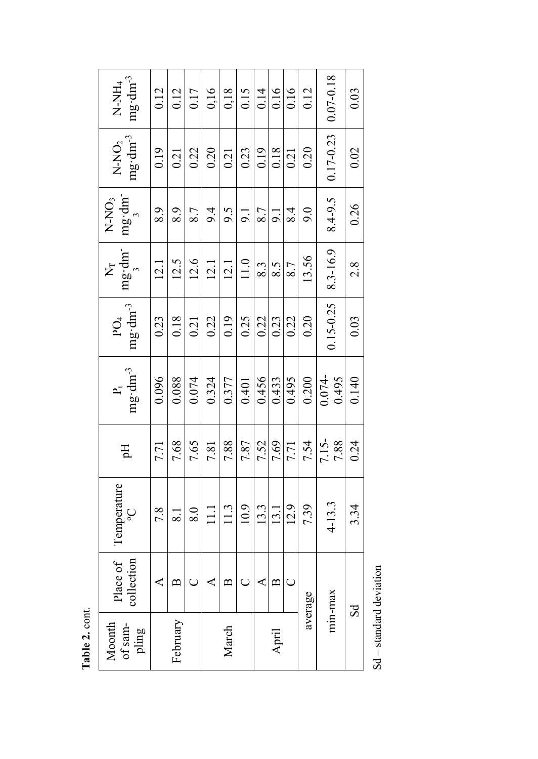**Table 2.** cont.

| Moonth of sampling | Place of collection | Temperature °C | pH | $P_t$ mg·dm$^{-3}$ | $PO_4$ mg·dm$^{-3}$ | $N_T$ mg·dm$^{-3}$ | N-$NO_3$ mg·dm$^{-3}$ | N-$NO_2$ mg·dm$^{-3}$ | N-$NH_4$ mg·dm$^{-3}$ |
|---|---|---|---|---|---|---|---|---|---|
| February | A | 7.8 | 7.71 | 0.096 | 0.23 | 12.1 | 8.9 | 0.19 | 0.12 |
| | B | 8.1 | 7.68 | 0.088 | 0.18 | 12.5 | 8.9 | 0.21 | 0.12 |
| | C | 8.0 | 7.65 | 0.074 | 0.21 | 12.6 | 8.7 | 0.22 | 0.17 |
| March | A | 11.1 | 7.81 | 0.324 | 0.22 | 12.1 | 9.4 | 0.20 | 0,16 |
| | B | 11.3 | 7.88 | 0.377 | 0.19 | 12.1 | 9.5 | 0.21 | 0,18 |
| | C | 10.9 | 7.87 | 0.401 | 0.25 | 11.0 | 9.1 | 0.23 | 0.15 |
| April | A | 13.3 | 7.52 | 0.456 | 0.22 | 8.3 | 8.7 | 0.19 | 0.14 |
| | B | 13.1 | 7.69 | 0.433 | 0.23 | 8.5 | 9.1 | 0.18 | 0.16 |
| | C | 12.9 | 7.71 | 0.495 | 0.22 | 8.7 | 8.4 | 0.21 | 0.16 |
| average | | 7.39 | 7.54 | 0.200 | 0.20 | 13.56 | 9.0 | 0.20 | 0.12 |
| min-max | | 4-13.3 | 7.15-7.88 | 0.074-0.495 | 0.15-0.25 | 8.3-16.9 | 8.4-9.5 | 0.17-0.23 | 0.07-0.18 |
| Sd | | 3.34 | 0.24 | 0.140 | 0.03 | 2.8 | 0.26 | 0.02 | 0.03 |

Sd – standard deviation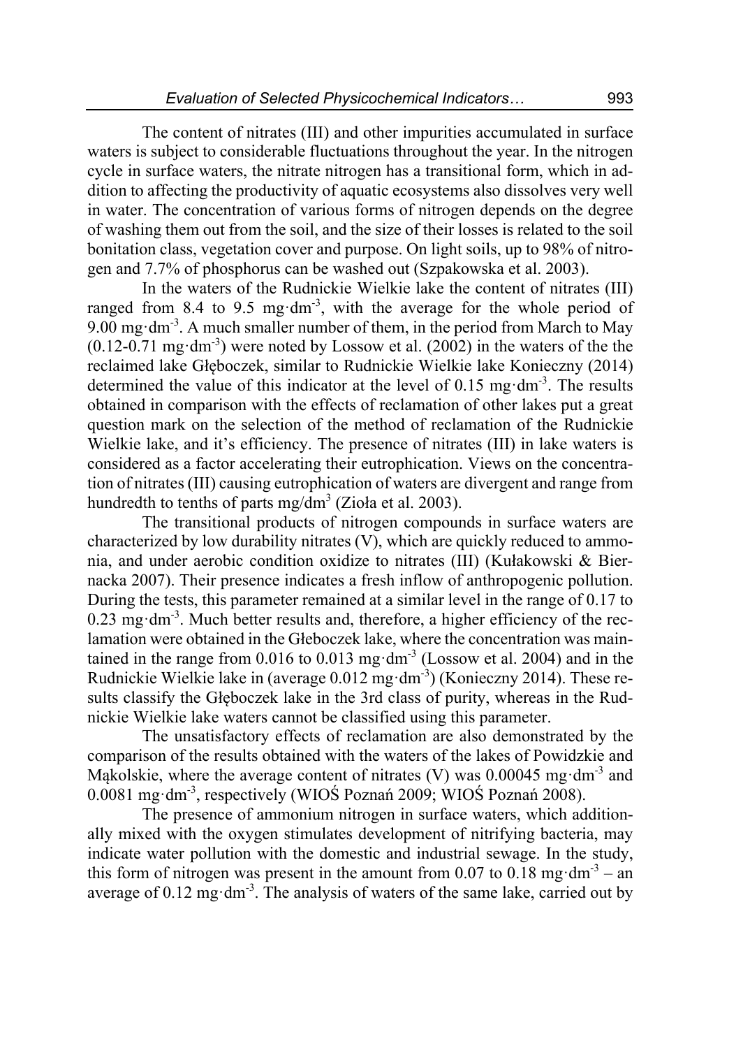The content of nitrates (III) and other impurities accumulated in surface waters is subject to considerable fluctuations throughout the year. In the nitrogen cycle in surface waters, the nitrate nitrogen has a transitional form, which in addition to affecting the productivity of aquatic ecosystems also dissolves very well in water. The concentration of various forms of nitrogen depends on the degree of washing them out from the soil, and the size of their losses is related to the soil bonitation class, vegetation cover and purpose. On light soils, up to 98% of nitrogen and 7.7% of phosphorus can be washed out (Szpakowska et al. 2003).

In the waters of the Rudnickie Wielkie lake the content of nitrates (III) ranged from 8.4 to 9.5 $mg \cdot dm^{-3}$, with the average for the whole period of 9.00 $mg \cdot dm^{-3}$. A much smaller number of them, in the period from March to May (0.12-0.71 $mg \cdot dm^{-3}$) were noted by Lossow et al. (2002) in the waters of the the reclaimed lake Głęboczek, similar to Rudnickie Wielkie lake Konieczny (2014) determined the value of this indicator at the level of 0.15 $mg \cdot dm^{-3}$. The results obtained in comparison with the effects of reclamation of other lakes put a great question mark on the selection of the method of reclamation of the Rudnickie Wielkie lake, and it's efficiency. The presence of nitrates (III) in lake waters is considered as a factor accelerating their eutrophication. Views on the concentration of nitrates (III) causing eutrophication of waters are divergent and range from hundredth to tenths of parts $mg/dm^3$ (Zioła et al. 2003).

The transitional products of nitrogen compounds in surface waters are characterized by low durability nitrates (V), which are quickly reduced to ammonia, and under aerobic condition oxidize to nitrates (III) (Kułakowski & Biernacka 2007). Their presence indicates a fresh inflow of anthropogenic pollution. During the tests, this parameter remained at a similar level in the range of 0.17 to 0.23 $mg \cdot dm^{-3}$. Much better results and, therefore, a higher efficiency of the reclamation were obtained in the Głeboczek lake, where the concentration was maintained in the range from 0.016 to 0.013 $mg \cdot dm^{-3}$ (Lossow et al. 2004) and in the Rudnickie Wielkie lake in (average 0.012 $mg \cdot dm^{-3}$) (Konieczny 2014). These results classify the Głęboczek lake in the 3rd class of purity, whereas in the Rudnickie Wielkie lake waters cannot be classified using this parameter.

The unsatisfactory effects of reclamation are also demonstrated by the comparison of the results obtained with the waters of the lakes of Powidzkie and Mąkolskie, where the average content of nitrates (V) was 0.00045 $mg \cdot dm^{-3}$ and 0.0081 $mg \cdot dm^{-3}$, respectively (WIOŚ Poznań 2009; WIOŚ Poznań 2008).

The presence of ammonium nitrogen in surface waters, which additionally mixed with the oxygen stimulates development of nitrifying bacteria, may indicate water pollution with the domestic and industrial sewage. In the study, this form of nitrogen was present in the amount from 0.07 to 0.18 $mg \cdot dm^{-3}$ – an average of 0.12 $mg \cdot dm^{-3}$. The analysis of waters of the same lake, carried out by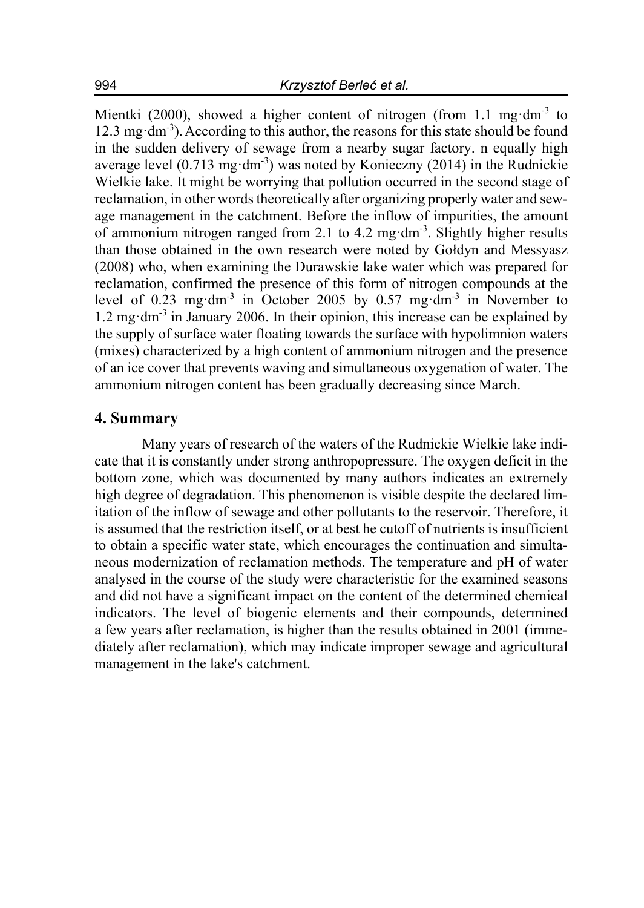Mientki (2000), showed a higher content of nitrogen (from 1.1 mg·dm$^{-3}$ to 12.3 mg·dm$^{-3}$). According to this author, the reasons for this state should be found in the sudden delivery of sewage from a nearby sugar factory. n equally high average level (0.713 mg·dm$^{-3}$) was noted by Konieczny (2014) in the Rudnickie Wielkie lake. It might be worrying that pollution occurred in the second stage of reclamation, in other words theoretically after organizing properly water and sewage management in the catchment. Before the inflow of impurities, the amount of ammonium nitrogen ranged from 2.1 to 4.2 mg·dm$^{-3}$. Slightly higher results than those obtained in the own research were noted by Gołdyn and Messyasz (2008) who, when examining the Durawskie lake water which was prepared for reclamation, confirmed the presence of this form of nitrogen compounds at the level of 0.23 mg·dm$^{-3}$ in October 2005 by 0.57 mg·dm$^{-3}$ in November to 1.2 mg·dm$^{-3}$ in January 2006. In their opinion, this increase can be explained by the supply of surface water floating towards the surface with hypolimnion waters (mixes) characterized by a high content of ammonium nitrogen and the presence of an ice cover that prevents waving and simultaneous oxygenation of water. The ammonium nitrogen content has been gradually decreasing since March.

## 4. Summary

Many years of research of the waters of the Rudnickie Wielkie lake indicate that it is constantly under strong anthropopressure. The oxygen deficit in the bottom zone, which was documented by many authors indicates an extremely high degree of degradation. This phenomenon is visible despite the declared limitation of the inflow of sewage and other pollutants to the reservoir. Therefore, it is assumed that the restriction itself, or at best he cutoff of nutrients is insufficient to obtain a specific water state, which encourages the continuation and simultaneous modernization of reclamation methods. The temperature and pH of water analysed in the course of the study were characteristic for the examined seasons and did not have a significant impact on the content of the determined chemical indicators. The level of biogenic elements and their compounds, determined a few years after reclamation, is higher than the results obtained in 2001 (immediately after reclamation), which may indicate improper sewage and agricultural management in the lake's catchment.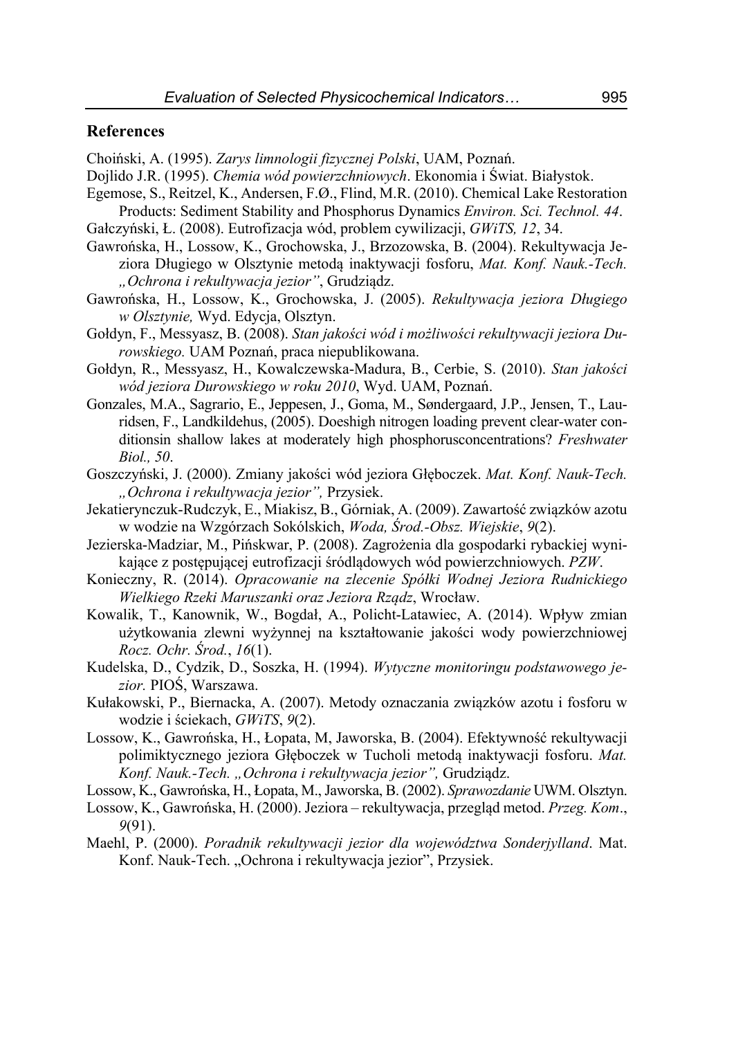## References

Choiński, A. (1995). *Zarys limnologii fizycznej Polski*, UAM, Poznań.

Dojlido J.R. (1995). *Chemia wód powierzchniowych*. Ekonomia i Świat. Białystok.

Egemose, S., Reitzel, K., Andersen, F.Ø., Flind, M.R. (2010). Chemical Lake Restoration Products: Sediment Stability and Phosphorus Dynamics *Environ. Sci. Technol. 44*.

Gałczyński, Ł. (2008). Eutrofizacja wód, problem cywilizacji, *GWiTS, 12*, 34.

Gawrońska, H., Lossow, K., Grochowska, J., Brzozowska, B. (2004). Rekultywacja Jeziora Długiego w Olsztynie metodą inaktywacji fosforu, *Mat. Konf. Nauk.-Tech. „Ochrona i rekultywacja jezior"*, Grudziądz.

Gawrońska, H., Lossow, K., Grochowska, J. (2005). *Rekultywacja jeziora Długiego w Olsztynie,* Wyd. Edycja, Olsztyn.

Gołdyn, F., Messyasz, B. (2008). *Stan jakości wód i możliwości rekultywacji jeziora Durowskiego.* UAM Poznań, praca niepublikowana.

Gołdyn, R., Messyasz, H., Kowalczewska-Madura, B., Cerbie, S. (2010). *Stan jakości wód jeziora Durowskiego w roku 2010*, Wyd. UAM, Poznań.

Gonzales, M.A., Sagrario, E., Jeppesen, J., Goma, M., Søndergaard, J.P., Jensen, T., Lauridsen, F., Landkildehus, (2005). Doeshigh nitrogen loading prevent clear-water conditionsin shallow lakes at moderately high phosphorusconcentrations? *Freshwater Biol., 50*.

Goszczyński, J. (2000). Zmiany jakości wód jeziora Głęboczek. *Mat. Konf. Nauk-Tech. „Ochrona i rekultywacja jezior",* Przysiek.

Jekatierynczuk-Rudczyk, E., Miakisz, B., Górniak, A. (2009). Zawartość związków azotu w wodzie na Wzgórzach Sokólskich, *Woda, Śród.-Obsz. Wiejskie*, *9*(2).

Jezierska-Madziar, M., Pińskwar, P. (2008). Zagrożenia dla gospodarki rybackiej wynikające z postępującej eutrofizacji śródlądowych wód powierzchniowych. *PZW*.

Konieczny, R. (2014). *Opracowanie na zlecenie Spółki Wodnej Jeziora Rudnickiego Wielkiego Rzeki Maruszanki oraz Jeziora Rządz*, Wrocław.

Kowalik, T., Kanownik, W., Bogdał, A., Policht-Latawiec, A. (2014). Wpływ zmian użytkowania zlewni wyżynnej na kształtowanie jakości wody powierzchniowej *Rocz. Ochr. Środ.*, *16*(1).

Kudelska, D., Cydzik, D., Soszka, H. (1994). *Wytyczne monitoringu podstawowego jezior.* PIOŚ, Warszawa.

Kułakowski, P., Biernacka, A. (2007). Metody oznaczania związków azotu i fosforu w wodzie i ściekach, *GWiTS*, *9*(2).

Lossow, K., Gawrońska, H., Łopata, M, Jaworska, B. (2004). Efektywność rekultywacji polimiktycznego jeziora Głęboczek w Tucholi metodą inaktywacji fosforu. *Mat. Konf. Nauk.-Tech. „Ochrona i rekultywacja jezior",* Grudziądz.

Lossow, K., Gawrońska, H., Łopata, M., Jaworska, B. (2002). *Sprawozdanie* UWM. Olsztyn.

Lossow, K., Gawrońska, H. (2000). Jeziora – rekultywacja, przegląd metod. *Przeg. Kom*., *9*(91).

Maehl, P. (2000). *Poradnik rekultywacji jezior dla województwa Sonderjylland*. Mat. Konf. Nauk-Tech. „Ochrona i rekultywacja jezior", Przysiek.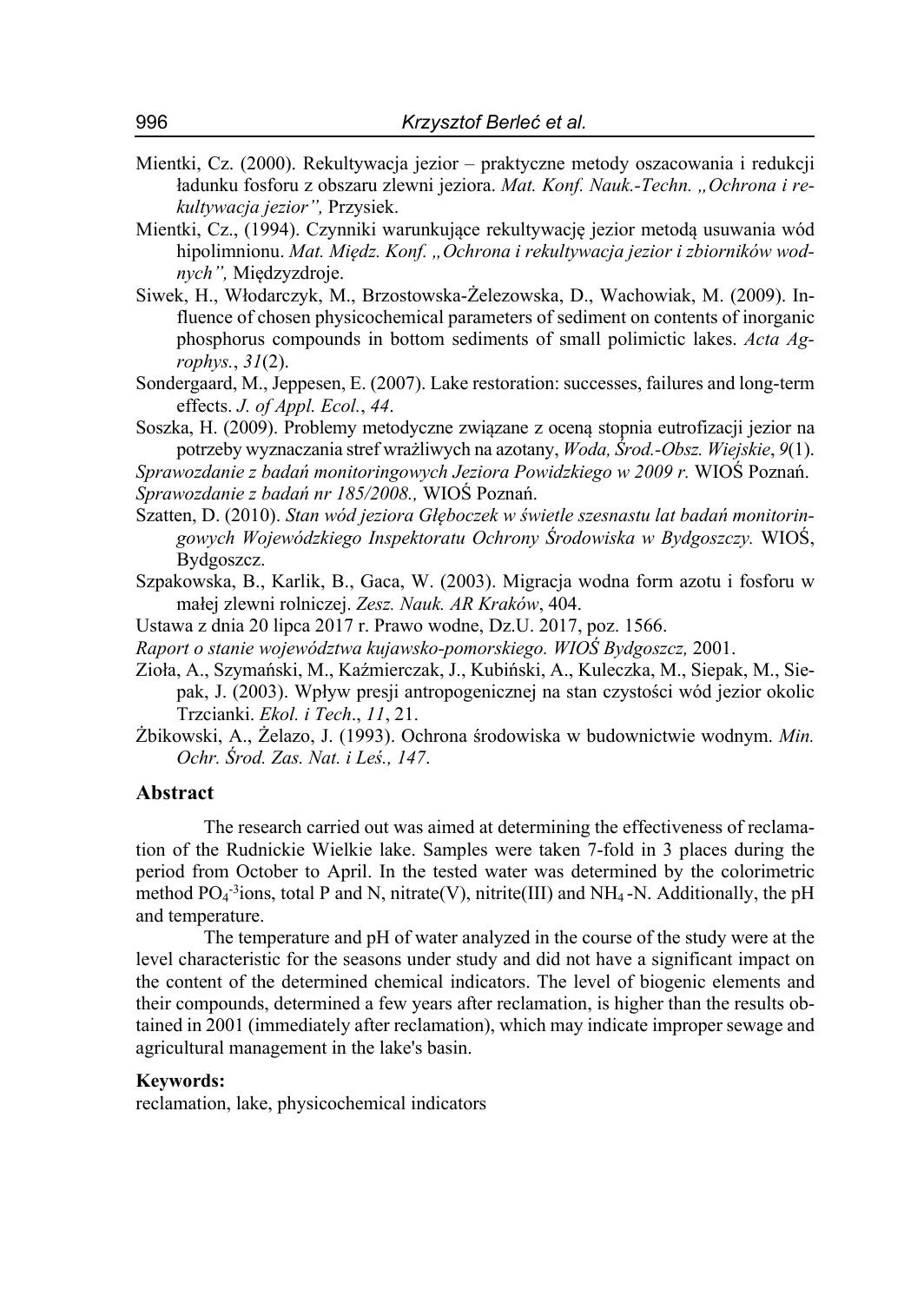Mientki, Cz. (2000). Rekultywacja jezior – praktyczne metody oszacowania i redukcji ładunku fosforu z obszaru zlewni jeziora. *Mat. Konf. Nauk.-Techn. „Ochrona i rekultywacja jezior”,* Przysiek.

Mientki, Cz., (1994). Czynniki warunkujące rekultywację jezior metodą usuwania wód hipolimnionu. *Mat. Międz. Konf. „Ochrona i rekultywacja jezior i zbiorników wodnych”,* Międzyzdroje.

Siwek, H., Włodarczyk, M., Brzostowska-Żelezowska, D., Wachowiak, M. (2009). Influence of chosen physicochemical parameters of sediment on contents of inorganic phosphorus compounds in bottom sediments of small polimictic lakes. *Acta Agrophys.*, *31*(2).

Sondergaard, M., Jeppesen, E. (2007). Lake restoration: successes, failures and long-term effects. *J. of Appl. Ecol.*, *44*.

Soszka, H. (2009). Problemy metodyczne związane z oceną stopnia eutrofizacji jezior na potrzeby wyznaczania stref wrażliwych na azotany, *Woda, Środ.-Obsz. Wiejskie*, *9*(1).

*Sprawozdanie z badań monitoringowych Jeziora Powidzkiego w 2009 r.* WIOŚ Poznań.

*Sprawozdanie z badań nr 185/2008.,* WIOŚ Poznań.

Szatten, D. (2010). *Stan wód jeziora Głęboczek w świetle szesnastu lat badań monitoringowych Wojewódzkiego Inspektoratu Ochrony Środowiska w Bydgoszczy.* WIOŚ, Bydgoszcz.

Szpakowska, B., Karlik, B., Gaca, W. (2003). Migracja wodna form azotu i fosforu w małej zlewni rolniczej. *Zesz. Nauk. AR Kraków*, 404.

Ustawa z dnia 20 lipca 2017 r. Prawo wodne, Dz.U. 2017, poz. 1566.

*Raport o stanie województwa kujawsko-pomorskiego. WIOŚ Bydgoszcz,* 2001.

Zioła, A., Szymański, M., Kaźmierczak, J., Kubiński, A., Kuleczka, M., Siepak, M., Siepak, J. (2003). Wpływ presji antropogenicznej na stan czystości wód jezior okolic Trzcianki. *Ekol. i Tech*., *11*, 21.

Żbikowski, A., Żelazo, J. (1993). Ochrona środowiska w budownictwie wodnym. *Min. Ochr. Środ. Zas. Nat. i Leś., 147*.

## Abstract

The research carried out was aimed at determining the effectiveness of reclamation of the Rudnickie Wielkie lake. Samples were taken 7-fold in 3 places during the period from October to April. In the tested water was determined by the colorimetric method $PO_4^{-3}$ions, total P and N, nitrate(V), nitrite(III) and $NH_4$-N. Additionally, the pH and temperature.

The temperature and pH of water analyzed in the course of the study were at the level characteristic for the seasons under study and did not have a significant impact on the content of the determined chemical indicators. The level of biogenic elements and their compounds, determined a few years after reclamation, is higher than the results obtained in 2001 (immediately after reclamation), which may indicate improper sewage and agricultural management in the lake's basin.

**Keywords:**

reclamation, lake, physicochemical indicators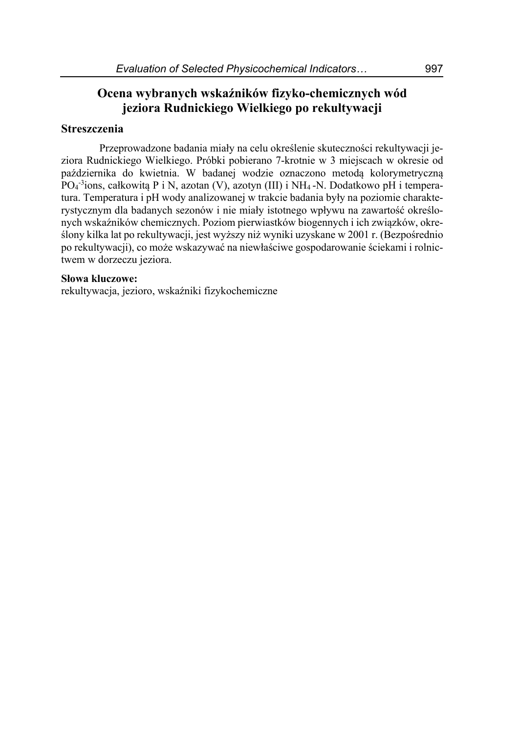# Ocena wybranych wskaźników fizyko-chemicznych wód jeziora Rudnickiego Wielkiego po rekultywacji

## Streszczenia

Przeprowadzone badania miały na celu określenie skuteczności rekultywacji jeziora Rudnickiego Wielkiego. Próbki pobierano 7-krotnie w 3 miejscach w okresie od października do kwietnia. W badanej wodzie oznaczono metodą kolorymetryczną $PO_4^{-3}$ions, całkowitą P i N, azotan (V), azotyn (III) i $NH_4$ -N. Dodatkowo pH i temperatura. Temperatura i pH wody analizowanej w trakcie badania były na poziomie charakterystycznym dla badanych sezonów i nie miały istotnego wpływu na zawartość określonych wskaźników chemicznych. Poziom pierwiastków biogennych i ich związków, określony kilka lat po rekultywacji, jest wyższy niż wyniki uzyskane w 2001 r. (Bezpośrednio po rekultywacji), co może wskazywać na niewłaściwe gospodarowanie ściekami i rolnictwem w dorzeczu jeziora.

**Słowa kluczowe:**
rekultywacja, jezioro, wskaźniki fizykochemiczne